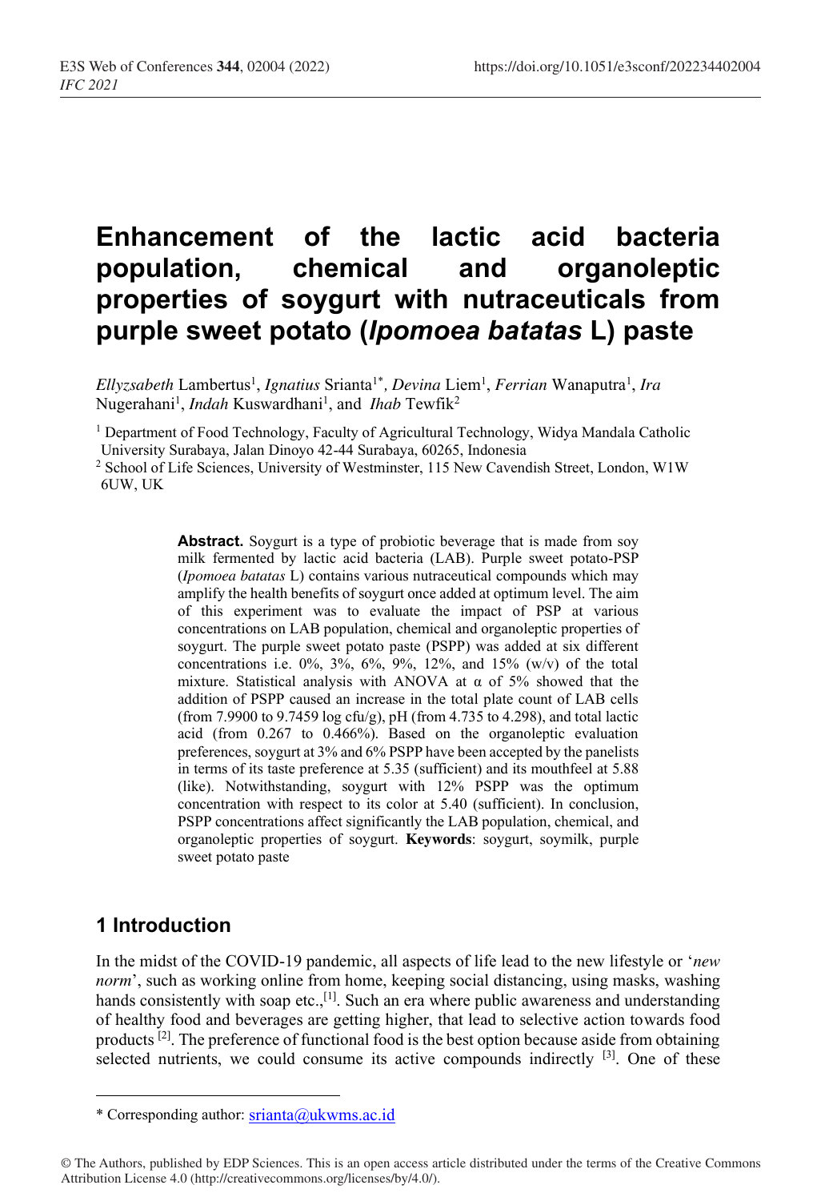# Enhancement of the lactic acid bacteria population, chemical and organoleptic properties of soygurt with nutraceuticals from purple sweet potato (*Ipomoea batatas* L) paste

*Ellyzsabeth* Lambertus[1], *Ignatius* Srianta[1*], *Devina* Liem[1], *Ferrian* Wanaputra[1], *Ira* Nugerahani[1], *Indah* Kuswardhani[1], and *Ihab* Tewfik[2]

[1] Department of Food Technology, Faculty of Agricultural Technology, Widya Mandala Catholic University Surabaya, Jalan Dinoyo 42-44 Surabaya, 60265, Indonesia

[2] School of Life Sciences, University of Westminster, 115 New Cavendish Street, London, W1W 6UW, UK

**Abstract.** Soygurt is a type of probiotic beverage that is made from soy milk fermented by lactic acid bacteria (LAB). Purple sweet potato-PSP (*Ipomoea batatas* L) contains various nutraceutical compounds which may amplify the health benefits of soygurt once added at optimum level. The aim of this experiment was to evaluate the impact of PSP at various concentrations on LAB population, chemical and organoleptic properties of soygurt. The purple sweet potato paste (PSPP) was added at six different concentrations i.e. 0%, 3%, 6%, 9%, 12%, and 15% (w/v) of the total mixture. Statistical analysis with ANOVA at α of 5% showed that the addition of PSPP caused an increase in the total plate count of LAB cells (from 7.9900 to 9.7459 log cfu/g), pH (from 4.735 to 4.298), and total lactic acid (from 0.267 to 0.466%). Based on the organoleptic evaluation preferences, soygurt at 3% and 6% PSPP have been accepted by the panelists in terms of its taste preference at 5.35 (sufficient) and its mouthfeel at 5.88 (like). Notwithstanding, soygurt with 12% PSPP was the optimum concentration with respect to its color at 5.40 (sufficient). In conclusion, PSPP concentrations affect significantly the LAB population, chemical, and organoleptic properties of soygurt. **Keywords**: soygurt, soymilk, purple sweet potato paste

## 1 Introduction

In the midst of the COVID-19 pandemic, all aspects of life lead to the new lifestyle or '*new norm*', such as working online from home, keeping social distancing, using masks, washing hands consistently with soap etc.,[1]. Such an era where public awareness and understanding of healthy food and beverages are getting higher, that lead to selective action towards food products [2]. The preference of functional food is the best option because aside from obtaining selected nutrients, we could consume its active compounds indirectly [3]. One of these

---

\* Corresponding author: srianta@ukwms.ac.id

© The Authors, published by EDP Sciences. This is an open access article distributed under the terms of the Creative Commons Attribution License 4.0 (http://creativecommons.org/licenses/by/4.0/).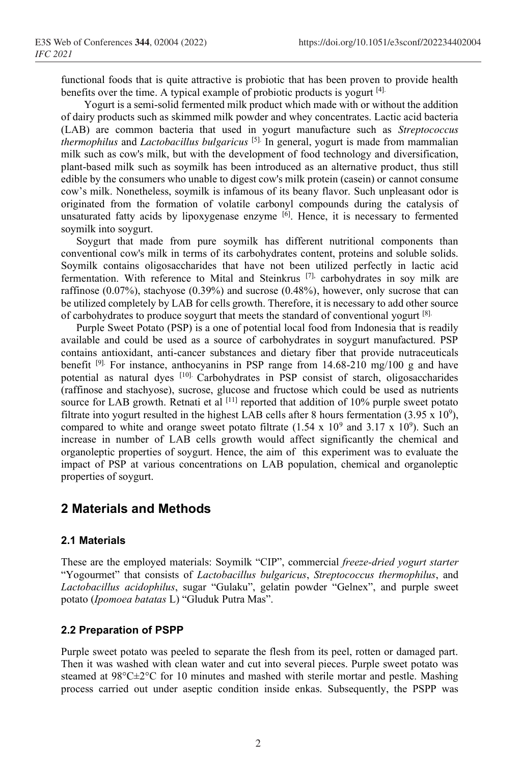functional foods that is quite attractive is probiotic that has been proven to provide health benefits over the time. A typical example of probiotic products is yogurt [4].

Yogurt is a semi-solid fermented milk product which made with or without the addition of dairy products such as skimmed milk powder and whey concentrates. Lactic acid bacteria (LAB) are common bacteria that used in yogurt manufacture such as *Streptococcus thermophilus* and *Lactobacillus bulgaricus* [5]. In general, yogurt is made from mammalian milk such as cow's milk, but with the development of food technology and diversification, plant-based milk such as soymilk has been introduced as an alternative product, thus still edible by the consumers who unable to digest cow's milk protein (casein) or cannot consume cow's milk. Nonetheless, soymilk is infamous of its beany flavor. Such unpleasant odor is originated from the formation of volatile carbonyl compounds during the catalysis of unsaturated fatty acids by lipoxygenase enzyme [6]. Hence, it is necessary to fermented soymilk into soygurt.

Soygurt that made from pure soymilk has different nutritional components than conventional cow's milk in terms of its carbohydrates content, proteins and soluble solids. Soymilk contains oligosaccharides that have not been utilized perfectly in lactic acid fermentation. With reference to Mital and Steinkrus [7], carbohydrates in soy milk are raffinose (0.07%), stachyose (0.39%) and sucrose (0.48%), however, only sucrose that can be utilized completely by LAB for cells growth. Therefore, it is necessary to add other source of carbohydrates to produce soygurt that meets the standard of conventional yogurt [8].

Purple Sweet Potato (PSP) is a one of potential local food from Indonesia that is readily available and could be used as a source of carbohydrates in soygurt manufactured. PSP contains antioxidant, anti-cancer substances and dietary fiber that provide nutraceuticals benefit [9]. For instance, anthocyanins in PSP range from 14.68-210 mg/100 g and have potential as natural dyes [10]. Carbohydrates in PSP consist of starch, oligosaccharides (raffinose and stachyose), sucrose, glucose and fructose which could be used as nutrients source for LAB growth. Retnati et al [11] reported that addition of 10% purple sweet potato filtrate into yogurt resulted in the highest LAB cells after 8 hours fermentation ($3.95 \times 10^9$), compared to white and orange sweet potato filtrate ($1.54 \times 10^9$ and $3.17 \times 10^9$). Such an increase in number of LAB cells growth would affect significantly the chemical and organoleptic properties of soygurt. Hence, the aim of this experiment was to evaluate the impact of PSP at various concentrations on LAB population, chemical and organoleptic properties of soygurt.

## 2 Materials and Methods

### 2.1 Materials

These are the employed materials: Soymilk "CIP", commercial *freeze-dried yogurt starter* "Yogourmet" that consists of *Lactobacillus bulgaricus*, *Streptococcus thermophilus*, and *Lactobacillus acidophilus*, sugar "Gulaku", gelatin powder "Gelnex", and purple sweet potato (*Ipomoea batatas* L) "Gluduk Putra Mas".

### 2.2 Preparation of PSPP

Purple sweet potato was peeled to separate the flesh from its peel, rotten or damaged part. Then it was washed with clean water and cut into several pieces. Purple sweet potato was steamed at 98°C±2°C for 10 minutes and mashed with sterile mortar and pestle. Mashing process carried out under aseptic condition inside enkas. Subsequently, the PSPP was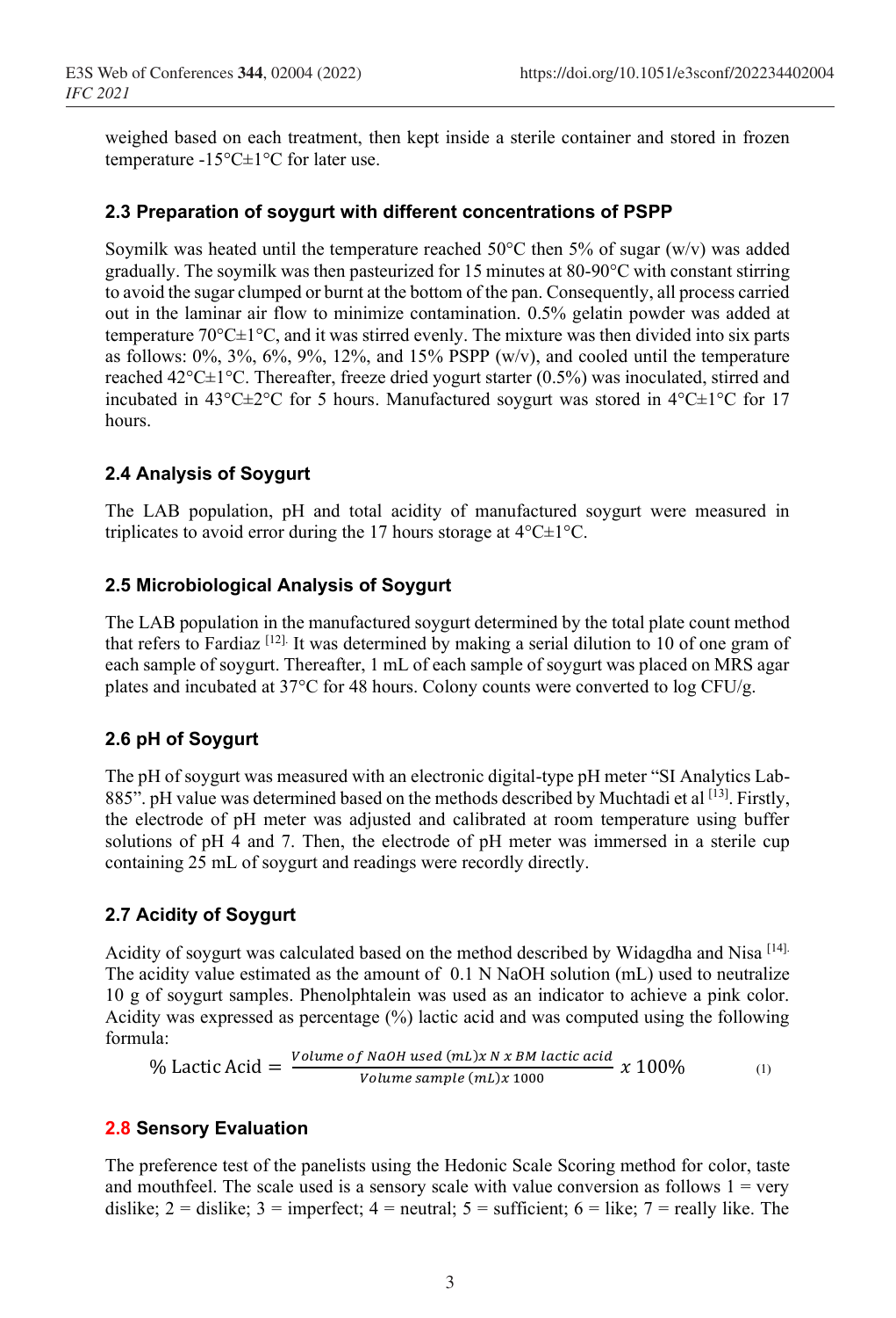weighed based on each treatment, then kept inside a sterile container and stored in frozen temperature -15°C±1°C for later use.

### 2.3 Preparation of soygurt with different concentrations of PSPP

Soymilk was heated until the temperature reached 50°C then 5% of sugar (w/v) was added gradually. The soymilk was then pasteurized for 15 minutes at 80-90°C with constant stirring to avoid the sugar clumped or burnt at the bottom of the pan. Consequently, all process carried out in the laminar air flow to minimize contamination. 0.5% gelatin powder was added at temperature 70°C±1°C, and it was stirred evenly. The mixture was then divided into six parts as follows: 0%, 3%, 6%, 9%, 12%, and 15% PSPP (w/v), and cooled until the temperature reached 42°C±1°C. Thereafter, freeze dried yogurt starter (0.5%) was inoculated, stirred and incubated in 43°C±2°C for 5 hours. Manufactured soygurt was stored in 4°C±1°C for 17 hours.

### 2.4 Analysis of Soygurt

The LAB population, pH and total acidity of manufactured soygurt were measured in triplicates to avoid error during the 17 hours storage at 4°C±1°C.

### 2.5 Microbiological Analysis of Soygurt

The LAB population in the manufactured soygurt determined by the total plate count method that refers to Fardiaz [12]. It was determined by making a serial dilution to 10 of one gram of each sample of soygurt. Thereafter, 1 mL of each sample of soygurt was placed on MRS agar plates and incubated at 37°C for 48 hours. Colony counts were converted to log CFU/g.

### 2.6 pH of Soygurt

The pH of soygurt was measured with an electronic digital-type pH meter "SI Analytics Lab-885". pH value was determined based on the methods described by Muchtadi et al [13]. Firstly, the electrode of pH meter was adjusted and calibrated at room temperature using buffer solutions of pH 4 and 7. Then, the electrode of pH meter was immersed in a sterile cup containing 25 mL of soygurt and readings were recordly directly.

### 2.7 Acidity of Soygurt

Acidity of soygurt was calculated based on the method described by Widagdha and Nisa [14]. The acidity value estimated as the amount of 0.1 N NaOH solution (mL) used to neutralize 10 g of soygurt samples. Phenolphtalein was used as an indicator to achieve a pink color. Acidity was expressed as percentage (%) lactic acid and was computed using the following formula:

$$\%\ \text{Lactic Acid} = \frac{Volume\ of\ NaOH\ used\ (mL) x\ N\ x\ BM\ lactic\ acid}{Volume\ sample\ (mL) x\ 1000}\ x\ 100\% \qquad (1)$$

### 2.8 Sensory Evaluation

The preference test of the panelists using the Hedonic Scale Scoring method for color, taste and mouthfeel. The scale used is a sensory scale with value conversion as follows 1 = very dislike; 2 = dislike; 3 = imperfect; 4 = neutral; 5 = sufficient; 6 = like; 7 = really like. The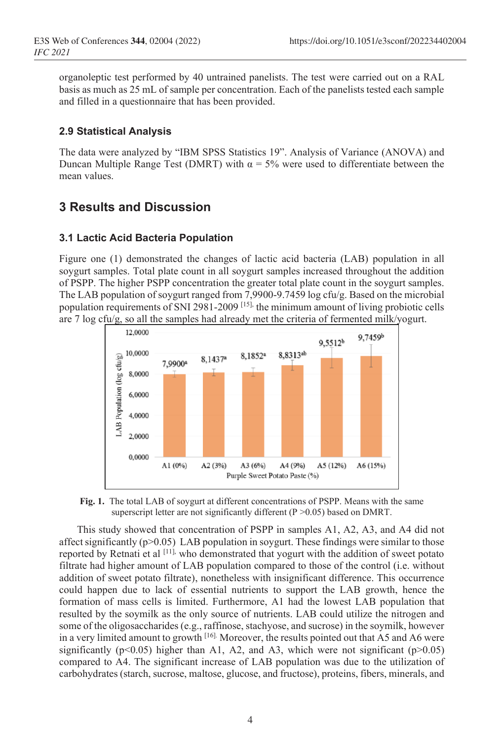organoleptic test performed by 40 untrained panelists. The test were carried out on a RAL basis as much as 25 mL of sample per concentration. Each of the panelists tested each sample and filled in a questionnaire that has been provided.

### 2.9 Statistical Analysis

The data were analyzed by "IBM SPSS Statistics 19". Analysis of Variance (ANOVA) and Duncan Multiple Range Test (DMRT) with $\alpha$ = 5% were used to differentiate between the mean values.

## 3 Results and Discussion

### 3.1 Lactic Acid Bacteria Population

Figure one (1) demonstrated the changes of lactic acid bacteria (LAB) population in all soygurt samples. Total plate count in all soygurt samples increased throughout the addition of PSPP. The higher PSPP concentration the greater total plate count in the soygurt samples. The LAB population of soygurt ranged from 7,9900-9.7459 log cfu/g. Based on the microbial population requirements of SNI 2981-2009 [15], the minimum amount of living probiotic cells are 7 log cfu/g, so all the samples had already met the criteria of fermented milk/yogurt.

**Fig. 1.** The total LAB of soygurt at different concentrations of PSPP. Means with the same superscript letter are not significantly different (P >0.05) based on DMRT.

This study showed that concentration of PSPP in samples A1, A2, A3, and A4 did not affect significantly (p>0.05) LAB population in soygurt. These findings were similar to those reported by Retnati et al [11], who demonstrated that yogurt with the addition of sweet potato filtrate had higher amount of LAB population compared to those of the control (i.e. without addition of sweet potato filtrate), nonetheless with insignificant difference. This occurrence could happen due to lack of essential nutrients to support the LAB growth, hence the formation of mass cells is limited. Furthermore, A1 had the lowest LAB population that resulted by the soymilk as the only source of nutrients. LAB could utilize the nitrogen and some of the oligosaccharides (e.g., raffinose, stachyose, and sucrose) in the soymilk, however in a very limited amount to growth [16]. Moreover, the results pointed out that A5 and A6 were significantly (p<0.05) higher than A1, A2, and A3, which were not significant (p>0.05) compared to A4. The significant increase of LAB population was due to the utilization of carbohydrates (starch, sucrose, maltose, glucose, and fructose), proteins, fibers, minerals, and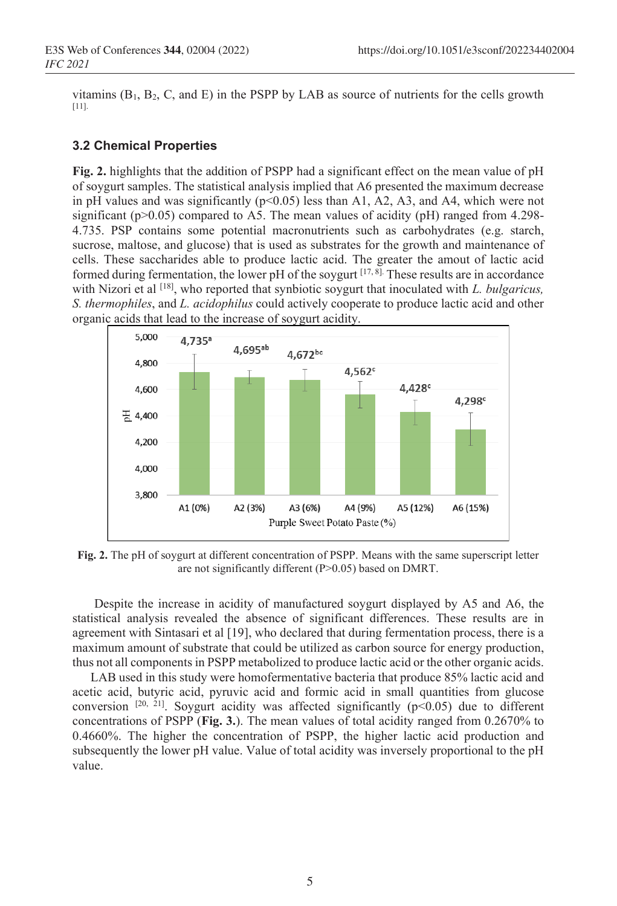vitamins ($B_1$, $B_2$, C, and E) in the PSPP by LAB as source of nutrients for the cells growth [11].

### 3.2 Chemical Properties

**Fig. 2.** highlights that the addition of PSPP had a significant effect on the mean value of pH of soygurt samples. The statistical analysis implied that A6 presented the maximum decrease in pH values and was significantly ($p<0.05$) less than A1, A2, A3, and A4, which were not significant ($p>0.05$) compared to A5. The mean values of acidity (pH) ranged from 4.298-4.735. PSP contains some potential macronutrients such as carbohydrates (e.g. starch, sucrose, maltose, and glucose) that is used as substrates for the growth and maintenance of cells. These saccharides able to produce lactic acid. The greater the amount of lactic acid formed during fermentation, the lower pH of the soygurt [17, 8]. These results are in accordance with Nizori et al [18], who reported that synbiotic soygurt that inoculated with *L. bulgaricus, S. thermophiles*, and *L. acidophilus* could actively cooperate to produce lactic acid and other organic acids that lead to the increase of soygurt acidity.

**Fig. 2.** The pH of soygurt at different concentration of PSPP. Means with the same superscript letter are not significantly different (P>0.05) based on DMRT.

Despite the increase in acidity of manufactured soygurt displayed by A5 and A6, the statistical analysis revealed the absence of significant differences. These results are in agreement with Sintasari et al [19], who declared that during fermentation process, there is a maximum amount of substrate that could be utilized as carbon source for energy production, thus not all components in PSPP metabolized to produce lactic acid or the other organic acids.

LAB used in this study were homofermentative bacteria that produce 85% lactic acid and acetic acid, butyric acid, pyruvic acid and formic acid in small quantities from glucose conversion [20, 21]. Soygurt acidity was affected significantly ($p<0.05$) due to different concentrations of PSPP (**Fig. 3.**). The mean values of total acidity ranged from 0.2670% to 0.4660%. The higher the concentration of PSPP, the higher lactic acid production and subsequently the lower pH value. Value of total acidity was inversely proportional to the pH value.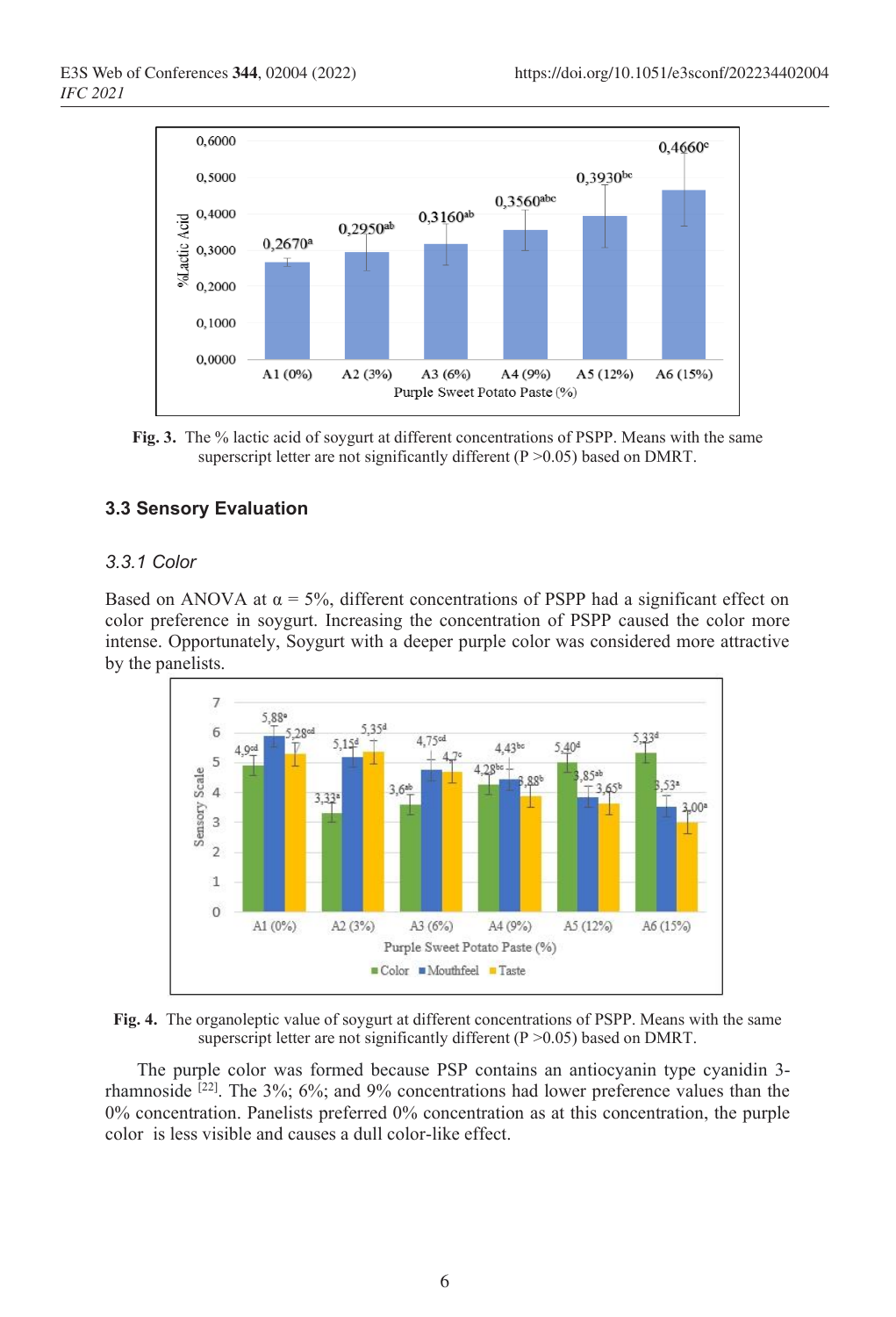Fig. 3. The % lactic acid of soygurt at different concentrations of PSPP. Means with the same superscript letter are not significantly different (P >0.05) based on DMRT.

### 3.3 Sensory Evaluation

#### 3.3.1 Color

Based on ANOVA at α = 5%, different concentrations of PSPP had a significant effect on color preference in soygurt. Increasing the concentration of PSPP caused the color more intense. Opportunately, Soygurt with a deeper purple color was considered more attractive by the panelists.

Fig. 4. The organoleptic value of soygurt at different concentrations of PSPP. Means with the same superscript letter are not significantly different (P >0.05) based on DMRT.

The purple color was formed because PSP contains an antiocyanin type cyanidin 3-rhamnoside [22]. The 3%; 6%; and 9% concentrations had lower preference values than the 0% concentration. Panelists preferred 0% concentration as at this concentration, the purple color is less visible and causes a dull color-like effect.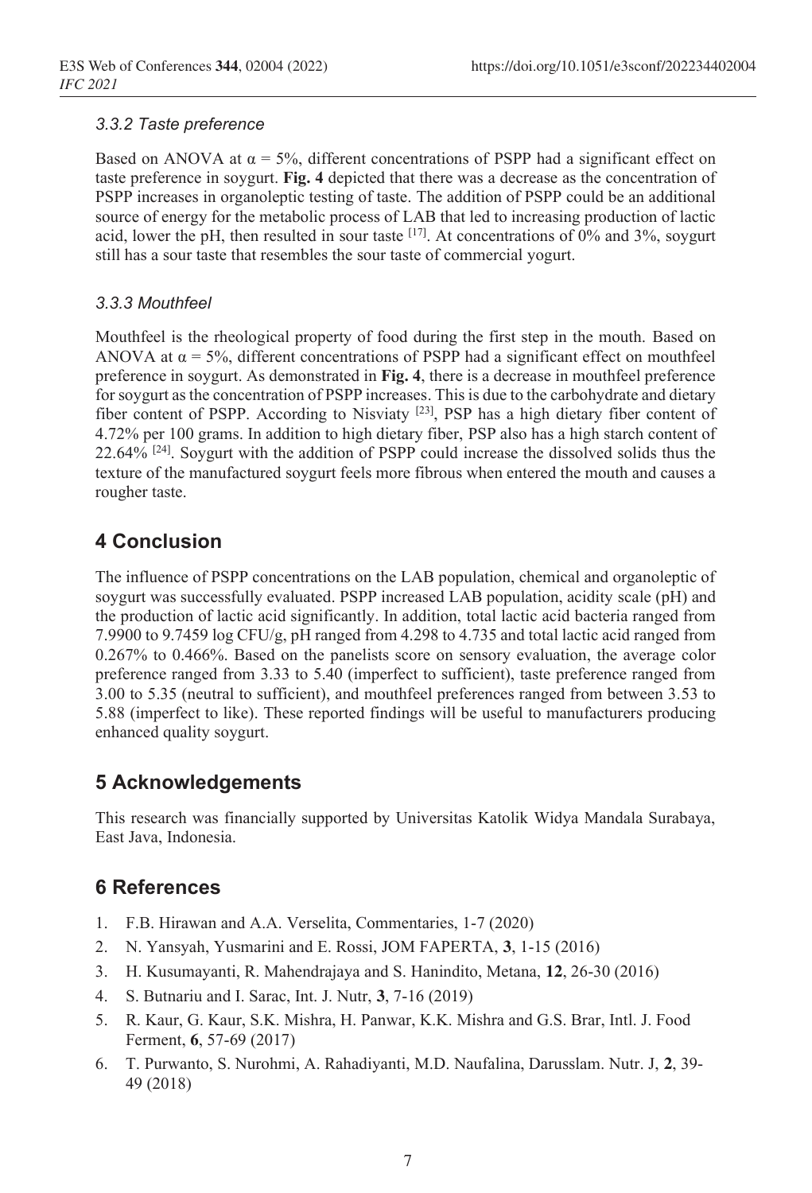#### *3.3.2 Taste preference*

Based on ANOVA at $\alpha = 5\%$, different concentrations of PSPP had a significant effect on taste preference in soygurt. **Fig. 4** depicted that there was a decrease as the concentration of PSPP increases in organoleptic testing of taste. The addition of PSPP could be an additional source of energy for the metabolic process of LAB that led to increasing production of lactic acid, lower the pH, then resulted in sour taste [17]. At concentrations of 0% and 3%, soygurt still has a sour taste that resembles the sour taste of commercial yogurt.

#### *3.3.3 Mouthfeel*

Mouthfeel is the rheological property of food during the first step in the mouth. Based on ANOVA at $\alpha = 5\%$, different concentrations of PSPP had a significant effect on mouthfeel preference in soygurt. As demonstrated in **Fig. 4**, there is a decrease in mouthfeel preference for soygurt as the concentration of PSPP increases. This is due to the carbohydrate and dietary fiber content of PSPP. According to Nisviaty [23], PSP has a high dietary fiber content of 4.72% per 100 grams. In addition to high dietary fiber, PSP also has a high starch content of 22.64% [24]. Soygurt with the addition of PSPP could increase the dissolved solids thus the texture of the manufactured soygurt feels more fibrous when entered the mouth and causes a rougher taste.

## 4 Conclusion

The influence of PSPP concentrations on the LAB population, chemical and organoleptic of soygurt was successfully evaluated. PSPP increased LAB population, acidity scale (pH) and the production of lactic acid significantly. In addition, total lactic acid bacteria ranged from 7.9900 to 9.7459 log CFU/g, pH ranged from 4.298 to 4.735 and total lactic acid ranged from 0.267% to 0.466%. Based on the panelists score on sensory evaluation, the average color preference ranged from 3.33 to 5.40 (imperfect to sufficient), taste preference ranged from 3.00 to 5.35 (neutral to sufficient), and mouthfeel preferences ranged from between 3.53 to 5.88 (imperfect to like). These reported findings will be useful to manufacturers producing enhanced quality soygurt.

## 5 Acknowledgements

This research was financially supported by Universitas Katolik Widya Mandala Surabaya, East Java, Indonesia.

## 6 References

1. F.B. Hirawan and A.A. Verselita, Commentaries, 1-7 (2020)
2. N. Yansyah, Yusmarini and E. Rossi, JOM FAPERTA, **3**, 1-15 (2016)
3. H. Kusumayanti, R. Mahendrajaya and S. Hanindito, Metana, **12**, 26-30 (2016)
4. S. Butnariu and I. Sarac, Int. J. Nutr, **3**, 7-16 (2019)
5. R. Kaur, G. Kaur, S.K. Mishra, H. Panwar, K.K. Mishra and G.S. Brar, Intl. J. Food Ferment, **6**, 57-69 (2017)
6. T. Purwanto, S. Nurohmi, A. Rahadiyanti, M.D. Naufalina, Darusslam. Nutr. J, **2**, 39-49 (2018)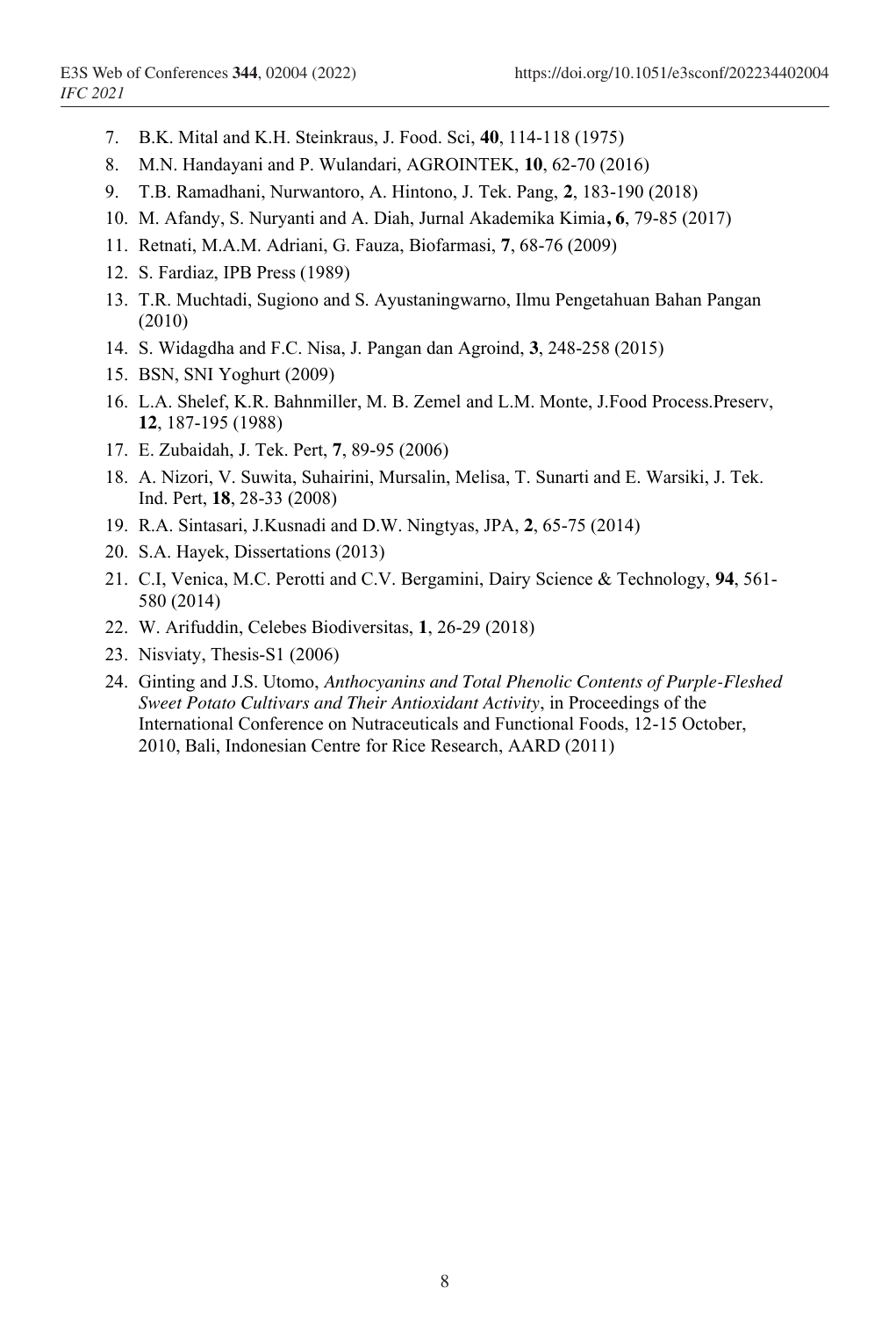7. B.K. Mital and K.H. Steinkraus, J. Food. Sci, **40**, 114-118 (1975)
8. M.N. Handayani and P. Wulandari, AGROINTEK, **10**, 62-70 (2016)
9. T.B. Ramadhani, Nurwantoro, A. Hintono, J. Tek. Pang, **2**, 183-190 (2018)
10. M. Afandy, S. Nuryanti and A. Diah, Jurnal Akademika Kimia**, 6**, 79-85 (2017)
11. Retnati, M.A.M. Adriani, G. Fauza, Biofarmasi, **7**, 68-76 (2009)
12. S. Fardiaz, IPB Press (1989)
13. T.R. Muchtadi, Sugiono and S. Ayustaningwarno, Ilmu Pengetahuan Bahan Pangan (2010)
14. S. Widagdha and F.C. Nisa, J. Pangan dan Agroind, **3**, 248-258 (2015)
15. BSN, SNI Yoghurt (2009)
16. L.A. Shelef, K.R. Bahnmiller, M. B. Zemel and L.M. Monte, J.Food Process.Preserv, **12**, 187-195 (1988)
17. E. Zubaidah, J. Tek. Pert, **7**, 89-95 (2006)
18. A. Nizori, V. Suwita, Suhairini, Mursalin, Melisa, T. Sunarti and E. Warsiki, J. Tek. Ind. Pert, **18**, 28-33 (2008)
19. R.A. Sintasari, J.Kusnadi and D.W. Ningtyas, JPA, **2**, 65-75 (2014)
20. S.A. Hayek, Dissertations (2013)
21. C.I, Venica, M.C. Perotti and C.V. Bergamini, Dairy Science & Technology, **94**, 561-580 (2014)
22. W. Arifuddin, Celebes Biodiversitas, **1**, 26-29 (2018)
23. Nisviaty, Thesis-S1 (2006)
24. Ginting and J.S. Utomo, *Anthocyanins and Total Phenolic Contents of Purple-Fleshed Sweet Potato Cultivars and Their Antioxidant Activity*, in Proceedings of the International Conference on Nutraceuticals and Functional Foods, 12-15 October, 2010, Bali, Indonesian Centre for Rice Research, AARD (2011)